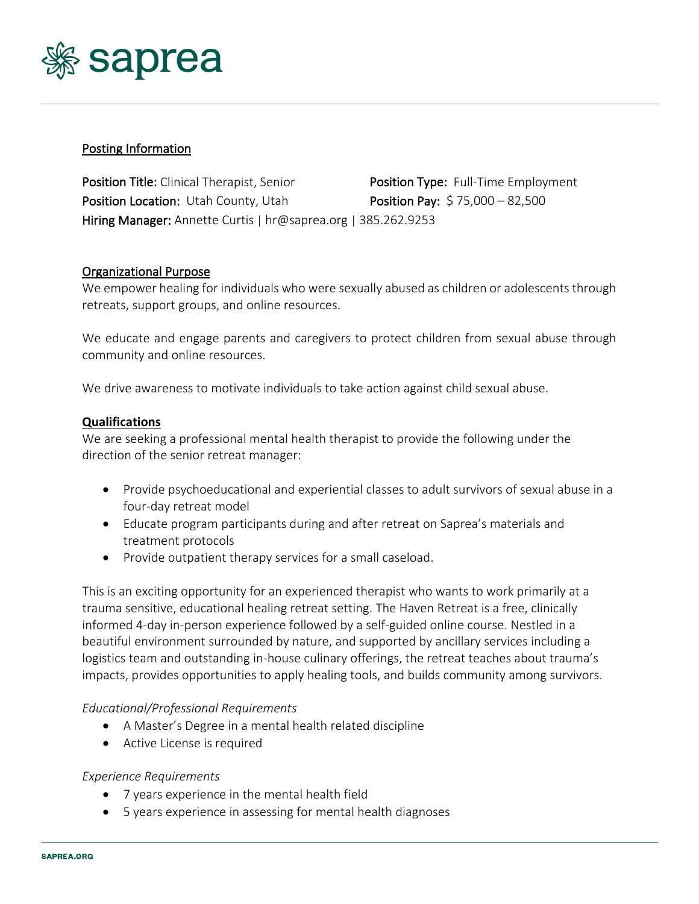saprea

## Posting Information

**Position Title:** Clinical Therapist, Senior
**Position Type:** Full-Time Employment
**Position Location:** Utah County, Utah
**Position Pay:** $ 75,000 – 82,500
**Hiring Manager:** Annette Curtis | hr@saprea.org | 385.262.9253

## Organizational Purpose

We empower healing for individuals who were sexually abused as children or adolescents through retreats, support groups, and online resources.

We educate and engage parents and caregivers to protect children from sexual abuse through community and online resources.

We drive awareness to motivate individuals to take action against child sexual abuse.

## **Qualifications**

We are seeking a professional mental health therapist to provide the following under the direction of the senior retreat manager:

- Provide psychoeducational and experiential classes to adult survivors of sexual abuse in a four-day retreat model
- Educate program participants during and after retreat on Saprea's materials and treatment protocols
- Provide outpatient therapy services for a small caseload.

This is an exciting opportunity for an experienced therapist who wants to work primarily at a trauma sensitive, educational healing retreat setting. The Haven Retreat is a free, clinically informed 4-day in-person experience followed by a self-guided online course. Nestled in a beautiful environment surrounded by nature, and supported by ancillary services including a logistics team and outstanding in-house culinary offerings, the retreat teaches about trauma's impacts, provides opportunities to apply healing tools, and builds community among survivors.

*Educational/Professional Requirements*

- A Master's Degree in a mental health related discipline
- Active License is required

*Experience Requirements*

- 7 years experience in the mental health field
- 5 years experience in assessing for mental health diagnoses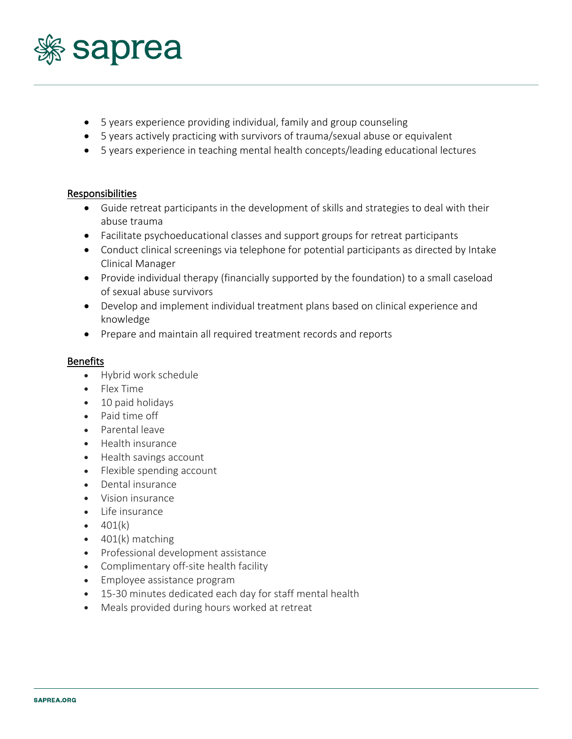- 5 years experience providing individual, family and group counseling
- 5 years actively practicing with survivors of trauma/sexual abuse or equivalent
- 5 years experience in teaching mental health concepts/leading educational lectures

## Responsibilities

- Guide retreat participants in the development of skills and strategies to deal with their abuse trauma
- Facilitate psychoeducational classes and support groups for retreat participants
- Conduct clinical screenings via telephone for potential participants as directed by Intake Clinical Manager
- Provide individual therapy (financially supported by the foundation) to a small caseload of sexual abuse survivors
- Develop and implement individual treatment plans based on clinical experience and knowledge
- Prepare and maintain all required treatment records and reports

## Benefits

- Hybrid work schedule
- Flex Time
- 10 paid holidays
- Paid time off
- Parental leave
- Health insurance
- Health savings account
- Flexible spending account
- Dental insurance
- Vision insurance
- Life insurance
- 401(k)
- 401(k) matching
- Professional development assistance
- Complimentary off-site health facility
- Employee assistance program
- 15-30 minutes dedicated each day for staff mental health
- Meals provided during hours worked at retreat